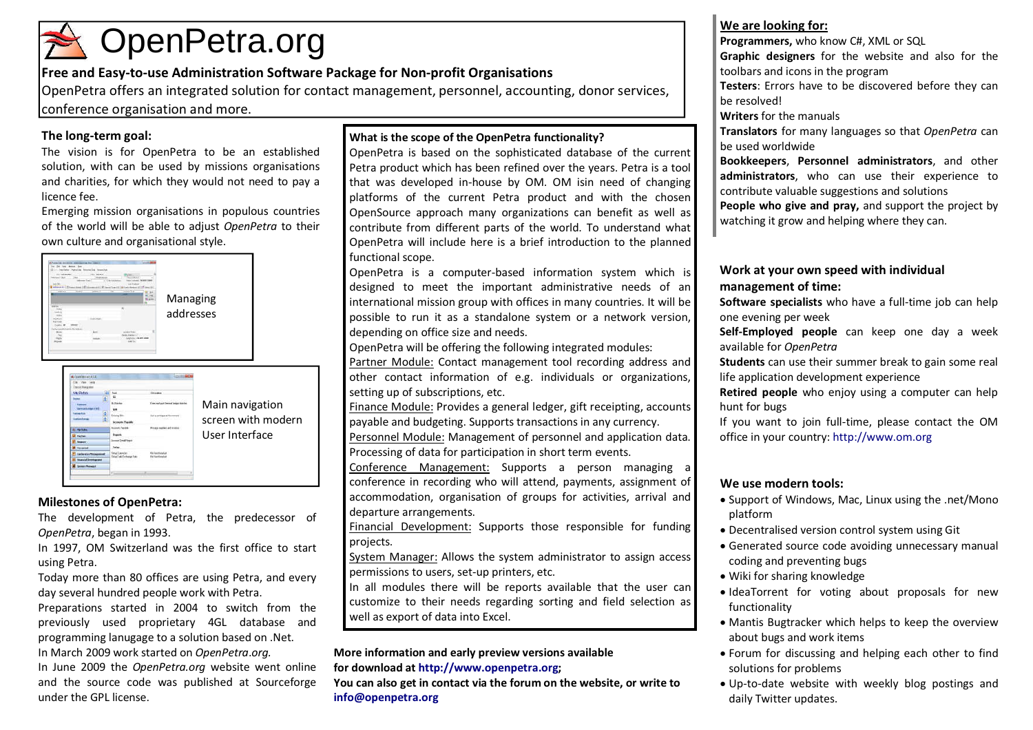# OpenPetra.org

**Free and Easy-to-use Administration Software Package for Non-profit Organisations**

OpenPetra offers an integrated solution for contact management, personnel, accounting, donor services, conference organisation and more.

## The long-term goal:

The vision is for OpenPetra to be an established solution, with can be used by missions organisations and charities, for which they would not need to pay a licence fee.

Emerging mission organisations in populous countries of the world will be able to adjust *OpenPetra* to their own culture and organisational style.

Managing addresses

Main navigation screen with modern User Interface

## Milestones of OpenPetra:

The development of Petra, the predecessor of *OpenPetra*, began in 1993.

In 1997, OM Switzerland was the first office to start using Petra.

Today more than 80 offices are using Petra, and every day several hundred people work with Petra.

Preparations started in 2004 to switch from the previously used proprietary 4GL database and programming lanugage to a solution based on .Net.

In March 2009 work started on *OpenPetra.org.*

In June 2009 the *OpenPetra.org* website went online and the source code was published at Sourceforge under the GPL license.

**What is the scope of the OpenPetra functionality?**

OpenPetra is based on the sophisticated database of the current Petra product which has been refined over the years. Petra is a tool that was developed in-house by OM. OM isin need of changing platforms of the current Petra product and with the chosen OpenSource approach many organizations can benefit as well as contribute from different parts of the world. To understand what OpenPetra will include here is a brief introduction to the planned functional scope.

OpenPetra is a computer-based information system which is designed to meet the important administrative needs of an international mission group with offices in many countries. It will be possible to run it as a standalone system or a network version, depending on office size and needs.

OpenPetra will be offering the following integrated modules:

Partner Module: Contact management tool recording address and other contact information of e.g. individuals or organizations, setting up of subscriptions, etc.

Finance Module: Provides a general ledger, gift receipting, accounts payable and budgeting. Supports transactions in any currency.

Personnel Module: Management of personnel and application data. Processing of data for participation in short term events.

Conference Management: Supports a person managing a conference in recording who will attend, payments, assignment of accommodation, organisation of groups for activities, arrival and departure arrangements.

Financial Development: Supports those responsible for funding projects.

System Manager: Allows the system administrator to assign access permissions to users, set-up printers, etc.

In all modules there will be reports available that the user can customize to their needs regarding sorting and field selection as well as export of data into Excel.

**More information and early preview versions available for download at http://www.openpetra.org;**
**You can also get in contact via the forum on the website, or write to info@openpetra.org**

## We are looking for:

**Programmers,** who know C#, XML or SQL
**Graphic designers** for the website and also for the toolbars and icons in the program
**Testers**: Errors have to be discovered before they can be resolved!
**Writers** for the manuals
**Translators** for many languages so that *OpenPetra* can be used worldwide
**Bookkeepers**, **Personnel administrators**, and other **administrators**, who can use their experience to contribute valuable suggestions and solutions
**People who give and pray,** and support the project by watching it grow and helping where they can.

## Work at your own speed with individual management of time:

**Software specialists** who have a full-time job can help one evening per week
**Self-Employed people** can keep one day a week available for *OpenPetra*
**Students** can use their summer break to gain some real life application development experience
**Retired people** who enjoy using a computer can help hunt for bugs
If you want to join full-time, please contact the OM office in your country: http://www.om.org

## We use modern tools:

- Support of Windows, Mac, Linux using the .net/Mono platform
- Decentralised version control system using Git
- Generated source code avoiding unnecessary manual coding and preventing bugs
- Wiki for sharing knowledge
- IdeaTorrent for voting about proposals for new functionality
- Mantis Bugtracker which helps to keep the overview about bugs and work items
- Forum for discussing and helping each other to find solutions for problems
- Up-to-date website with weekly blog postings and daily Twitter updates.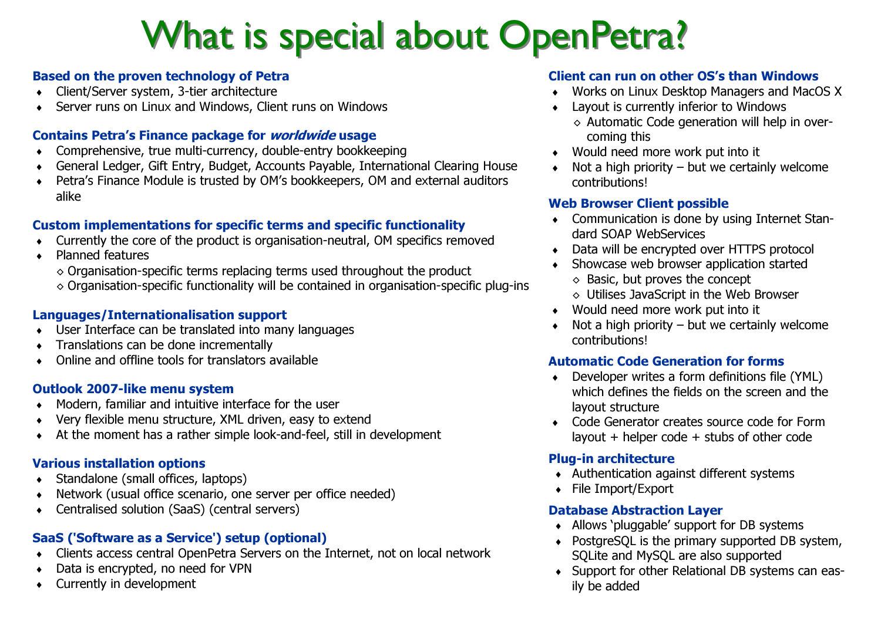# What is special about OpenPetra?

### Based on the proven technology of Petra

- Client/Server system, 3-tier architecture
- Server runs on Linux and Windows, Client runs on Windows

### Contains Petra's Finance package for *worldwide* usage

- Comprehensive, true multi-currency, double-entry bookkeeping
- General Ledger, Gift Entry, Budget, Accounts Payable, International Clearing House
- Petra's Finance Module is trusted by OM's bookkeepers, OM and external auditors alike

### Custom implementations for specific terms and specific functionality

- Currently the core of the product is organisation-neutral, OM specifics removed
- Planned features
  - Organisation-specific terms replacing terms used throughout the product
  - Organisation-specific functionality will be contained in organisation-specific plug-ins

### Languages/Internationalisation support

- User Interface can be translated into many languages
- Translations can be done incrementally
- Online and offline tools for translators available

### Outlook 2007-like menu system

- Modern, familiar and intuitive interface for the user
- Very flexible menu structure, XML driven, easy to extend
- At the moment has a rather simple look-and-feel, still in development

### Various installation options

- Standalone (small offices, laptops)
- Network (usual office scenario, one server per office needed)
- Centralised solution (SaaS) (central servers)

### SaaS ('Software as a Service') setup (optional)

- Clients access central OpenPetra Servers on the Internet, not on local network
- Data is encrypted, no need for VPN
- Currently in development

### Client can run on other OS's than Windows

- Works on Linux Desktop Managers and MacOS X
- Layout is currently inferior to Windows
  - Automatic Code generation will help in overcoming this
- Would need more work put into it
- Not a high priority – but we certainly welcome contributions!

### Web Browser Client possible

- Communication is done by using Internet Standard SOAP WebServices
- Data will be encrypted over HTTPS protocol
- Showcase web browser application started
  - Basic, but proves the concept
  - Utilises JavaScript in the Web Browser
- Would need more work put into it
- Not a high priority – but we certainly welcome contributions!

### Automatic Code Generation for forms

- Developer writes a form definitions file (YML) which defines the fields on the screen and the layout structure
- Code Generator creates source code for Form layout + helper code + stubs of other code

### Plug-in architecture

- Authentication against different systems
- File Import/Export

### Database Abstraction Layer

- Allows 'pluggable' support for DB systems
- PostgreSQL is the primary supported DB system, SQLite and MySQL are also supported
- Support for other Relational DB systems can easily be added